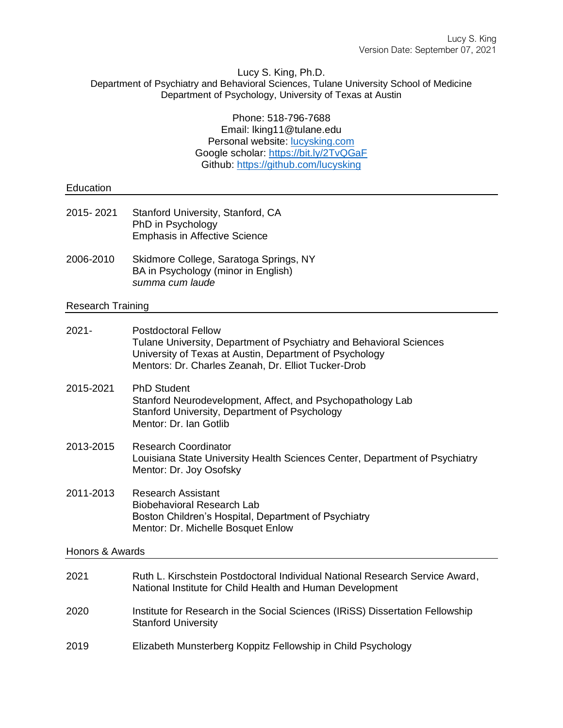Lucy S. King
Version Date: September 07, 2021

# Lucy S. King, Ph.D.

Department of Psychiatry and Behavioral Sciences, Tulane University School of Medicine
Department of Psychology, University of Texas at Austin

Phone: 518-796-7688
Email: lking11@tulane.edu
Personal website: [lucysking.com](lucysking.com)
Google scholar: [https://bit.ly/2TvQGaF](https://bit.ly/2TvQGaF)
Github: [https://github.com/lucysking](https://github.com/lucysking)

## Education

2015- 2021 Stanford University, Stanford, CA
PhD in Psychology
Emphasis in Affective Science

2006-2010 Skidmore College, Saratoga Springs, NY
BA in Psychology (minor in English)
*summa cum laude*

## Research Training

2021- Postdoctoral Fellow
Tulane University, Department of Psychiatry and Behavioral Sciences
University of Texas at Austin, Department of Psychology
Mentors: Dr. Charles Zeanah, Dr. Elliot Tucker-Drob

2015-2021 PhD Student
Stanford Neurodevelopment, Affect, and Psychopathology Lab
Stanford University, Department of Psychology
Mentor: Dr. Ian Gotlib

2013-2015 Research Coordinator
Louisiana State University Health Sciences Center, Department of Psychiatry
Mentor: Dr. Joy Osofsky

2011-2013 Research Assistant
Biobehavioral Research Lab
Boston Children's Hospital, Department of Psychiatry
Mentor: Dr. Michelle Bosquet Enlow

## Honors & Awards

2021 Ruth L. Kirschstein Postdoctoral Individual National Research Service Award, National Institute for Child Health and Human Development

2020 Institute for Research in the Social Sciences (IRiSS) Dissertation Fellowship
Stanford University

2019 Elizabeth Munsterberg Koppitz Fellowship in Child Psychology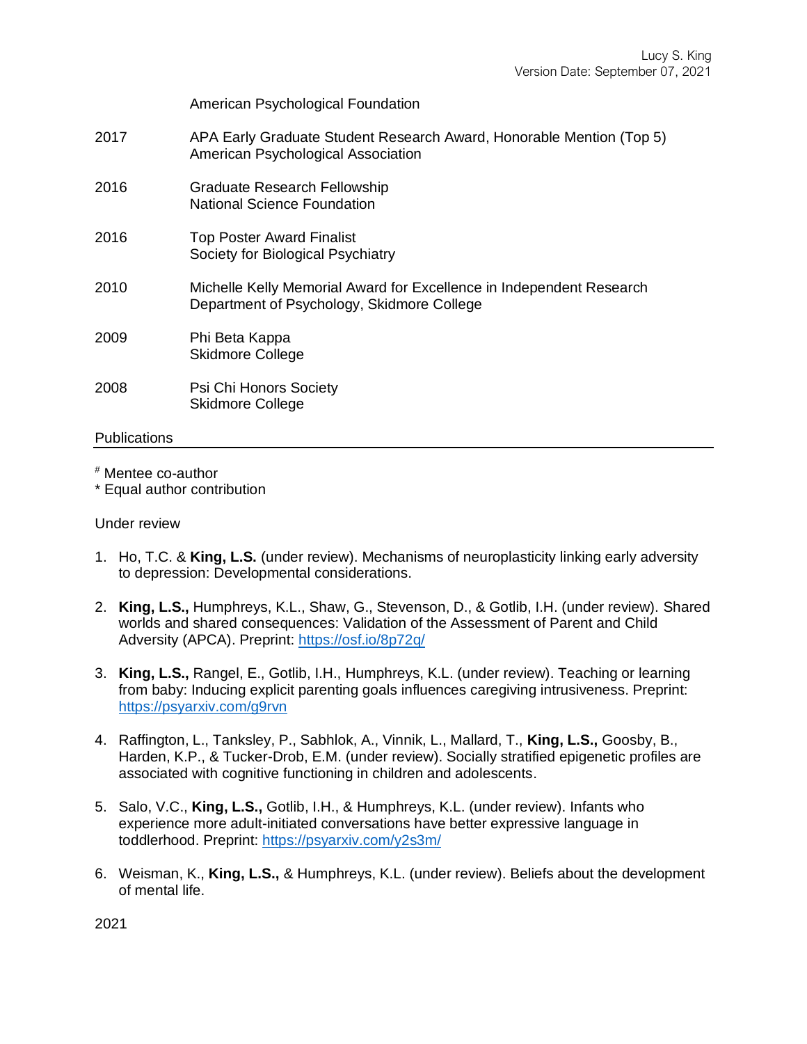American Psychological Foundation

2017 APA Early Graduate Student Research Award, Honorable Mention (Top 5)
American Psychological Association

2016 Graduate Research Fellowship
National Science Foundation

2016 Top Poster Award Finalist
Society for Biological Psychiatry

2010 Michelle Kelly Memorial Award for Excellence in Independent Research
Department of Psychology, Skidmore College

2009 Phi Beta Kappa
Skidmore College

2008 Psi Chi Honors Society
Skidmore College

## Publications

[#] Mentee co-author
* Equal author contribution

Under review

1. Ho, T.C. & **King, L.S.** (under review). Mechanisms of neuroplasticity linking early adversity to depression: Developmental considerations.

2. **King, L.S.,** Humphreys, K.L., Shaw, G., Stevenson, D., & Gotlib, I.H. (under review). Shared worlds and shared consequences: Validation of the Assessment of Parent and Child Adversity (APCA). Preprint: https://osf.io/8p72q/

3. **King, L.S.,** Rangel, E., Gotlib, I.H., Humphreys, K.L. (under review). Teaching or learning from baby: Inducing explicit parenting goals influences caregiving intrusiveness. Preprint: https://psyarxiv.com/g9rvn

4. Raffington, L., Tanksley, P., Sabhlok, A., Vinnik, L., Mallard, T., **King, L.S.,** Goosby, B., Harden, K.P., & Tucker-Drob, E.M. (under review). Socially stratified epigenetic profiles are associated with cognitive functioning in children and adolescents.

5. Salo, V.C., **King, L.S.,** Gotlib, I.H., & Humphreys, K.L. (under review). Infants who experience more adult-initiated conversations have better expressive language in toddlerhood. Preprint: https://psyarxiv.com/y2s3m/

6. Weisman, K., **King, L.S.,** & Humphreys, K.L. (under review). Beliefs about the development of mental life.

2021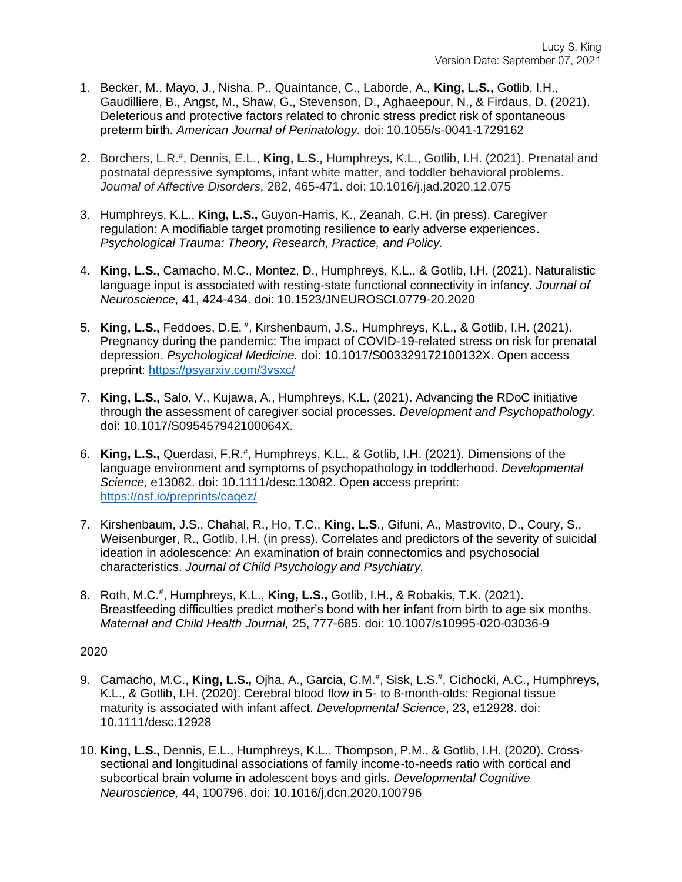1. Becker, M., Mayo, J., Nisha, P., Quaintance, C., Laborde, A., **King, L.S.,** Gotlib, I.H., Gaudilliere, B., Angst, M., Shaw, G., Stevenson, D., Aghaeepour, N., & Firdaus, D. (2021). Deleterious and protective factors related to chronic stress predict risk of spontaneous preterm birth. *American Journal of Perinatology.* doi: 10.1055/s-0041-1729162

2. Borchers, L.R.[#], Dennis, E.L., **King, L.S.,** Humphreys, K.L., Gotlib, I.H. (2021). Prenatal and postnatal depressive symptoms, infant white matter, and toddler behavioral problems. *Journal of Affective Disorders,* 282, 465-471. doi: 10.1016/j.jad.2020.12.075

3. Humphreys, K.L., **King, L.S.,** Guyon-Harris, K., Zeanah, C.H. (in press). Caregiver regulation: A modifiable target promoting resilience to early adverse experiences. *Psychological Trauma: Theory, Research, Practice, and Policy.*

4. **King, L.S.,** Camacho, M.C., Montez, D., Humphreys, K.L., & Gotlib, I.H. (2021). Naturalistic language input is associated with resting-state functional connectivity in infancy. *Journal of Neuroscience,* 41, 424-434. doi: 10.1523/JNEUROSCI.0779-20.2020

5. **King, L.S.,** Feddoes, D.E. [#], Kirshenbaum, J.S., Humphreys, K.L., & Gotlib, I.H. (2021). Pregnancy during the pandemic: The impact of COVID-19-related stress on risk for prenatal depression. *Psychological Medicine.* doi: 10.1017/S003329172100132X. Open access preprint: https://psyarxiv.com/3vsxc/

7. **King, L.S.,** Salo, V., Kujawa, A., Humphreys, K.L. (2021). Advancing the RDoC initiative through the assessment of caregiver social processes. *Development and Psychopathology.* doi: 10.1017/S095457942100064X.

6. **King, L.S.,** Querdasi, F.R.[#], Humphreys, K.L., & Gotlib, I.H. (2021). Dimensions of the language environment and symptoms of psychopathology in toddlerhood. *Developmental Science,* e13082. doi: 10.1111/desc.13082. Open access preprint: https://osf.io/preprints/caqez/

7. Kirshenbaum, J.S., Chahal, R., Ho, T.C., **King, L.S**., Gifuni, A., Mastrovito, D., Coury, S., Weisenburger, R., Gotlib, I.H. (in press). Correlates and predictors of the severity of suicidal ideation in adolescence: An examination of brain connectomics and psychosocial characteristics. *Journal of Child Psychology and Psychiatry.*

8. Roth, M.C.[#], Humphreys, K.L., **King, L.S.,** Gotlib, I.H., & Robakis, T.K. (2021). Breastfeeding difficulties predict mother's bond with her infant from birth to age six months. *Maternal and Child Health Journal,* 25, 777-685. doi: 10.1007/s10995-020-03036-9

2020

9. Camacho, M.C., **King, L.S.,** Ojha, A., Garcia, C.M.[#], Sisk, L.S.[#], Cichocki, A.C., Humphreys, K.L., & Gotlib, I.H. (2020). Cerebral blood flow in 5- to 8-month-olds: Regional tissue maturity is associated with infant affect. *Developmental Science*, 23, e12928. doi: 10.1111/desc.12928

10. **King, L.S.,** Dennis, E.L., Humphreys, K.L., Thompson, P.M., & Gotlib, I.H. (2020). Cross-sectional and longitudinal associations of family income-to-needs ratio with cortical and subcortical brain volume in adolescent boys and girls. *Developmental Cognitive Neuroscience,* 44, 100796. doi: 10.1016/j.dcn.2020.100796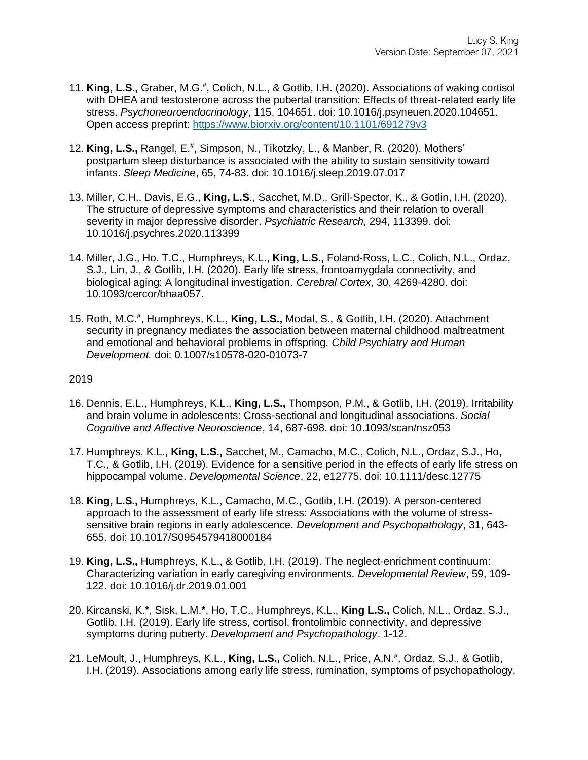11. **King, L.S.,** Graber, M.G.[#], Colich, N.L., & Gotlib, I.H. (2020). Associations of waking cortisol with DHEA and testosterone across the pubertal transition: Effects of threat-related early life stress. *Psychoneuroendocrinology*, 115, 104651. doi: 10.1016/j.psyneuen.2020.104651. Open access preprint: https://www.biorxiv.org/content/10.1101/691279v3

12. **King, L.S.,** Rangel, E.[#], Simpson, N., Tikotzky, L., & Manber, R. (2020). Mothers' postpartum sleep disturbance is associated with the ability to sustain sensitivity toward infants. *Sleep Medicine*, 65, 74-83. doi: 10.1016/j.sleep.2019.07.017

13. Miller, C.H., Davis, E.G., **King, L.S**., Sacchet, M.D., Grill-Spector, K., & Gotlin, I.H. (2020). The structure of depressive symptoms and characteristics and their relation to overall severity in major depressive disorder. *Psychiatric Research,* 294, 113399. doi: 10.1016/j.psychres.2020.113399

14. Miller, J.G., Ho. T.C., Humphreys, K.L., **King, L.S.,** Foland-Ross, L.C., Colich, N.L., Ordaz, S.J., Lin, J., & Gotlib, I.H. (2020). Early life stress, frontoamygdala connectivity, and biological aging: A longitudinal investigation. *Cerebral Cortex*, 30, 4269-4280. doi: 10.1093/cercor/bhaa057.

15. Roth, M.C.[#], Humphreys, K.L., **King, L.S.,** Modal, S., & Gotlib, I.H. (2020). Attachment security in pregnancy mediates the association between maternal childhood maltreatment and emotional and behavioral problems in offspring. *Child Psychiatry and Human Development.* doi: 0.1007/s10578-020-01073-7

2019

16. Dennis, E.L., Humphreys, K.L., **King, L.S.,** Thompson, P.M., & Gotlib, I.H. (2019). Irritability and brain volume in adolescents: Cross-sectional and longitudinal associations. *Social Cognitive and Affective Neuroscience*, 14, 687-698. doi: 10.1093/scan/nsz053

17. Humphreys, K.L., **King, L.S.,** Sacchet, M., Camacho, M.C., Colich, N.L., Ordaz, S.J., Ho, T.C., & Gotlib, I.H. (2019). Evidence for a sensitive period in the effects of early life stress on hippocampal volume. *Developmental Science*, 22, e12775. doi: 10.1111/desc.12775

18. **King, L.S.,** Humphreys, K.L., Camacho, M.C., Gotlib, I.H. (2019). A person-centered approach to the assessment of early life stress: Associations with the volume of stress-sensitive brain regions in early adolescence. *Development and Psychopathology*, 31, 643-655. doi: 10.1017/S0954579418000184

19. **King, L.S.,** Humphreys, K.L., & Gotlib, I.H. (2019). The neglect-enrichment continuum: Characterizing variation in early caregiving environments. *Developmental Review*, 59, 109-122. doi: 10.1016/j.dr.2019.01.001

20. Kircanski, K.*, Sisk, L.M.*, Ho, T.C., Humphreys, K.L., **King L.S.,** Colich, N.L., Ordaz, S.J., Gotlib, I.H. (2019). Early life stress, cortisol, frontolimbic connectivity, and depressive symptoms during puberty. *Development and Psychopathology*. 1-12.

21. LeMoult, J., Humphreys, K.L., **King, L.S.,** Colich, N.L., Price, A.N.[#], Ordaz, S.J., & Gotlib, I.H. (2019). Associations among early life stress, rumination, symptoms of psychopathology,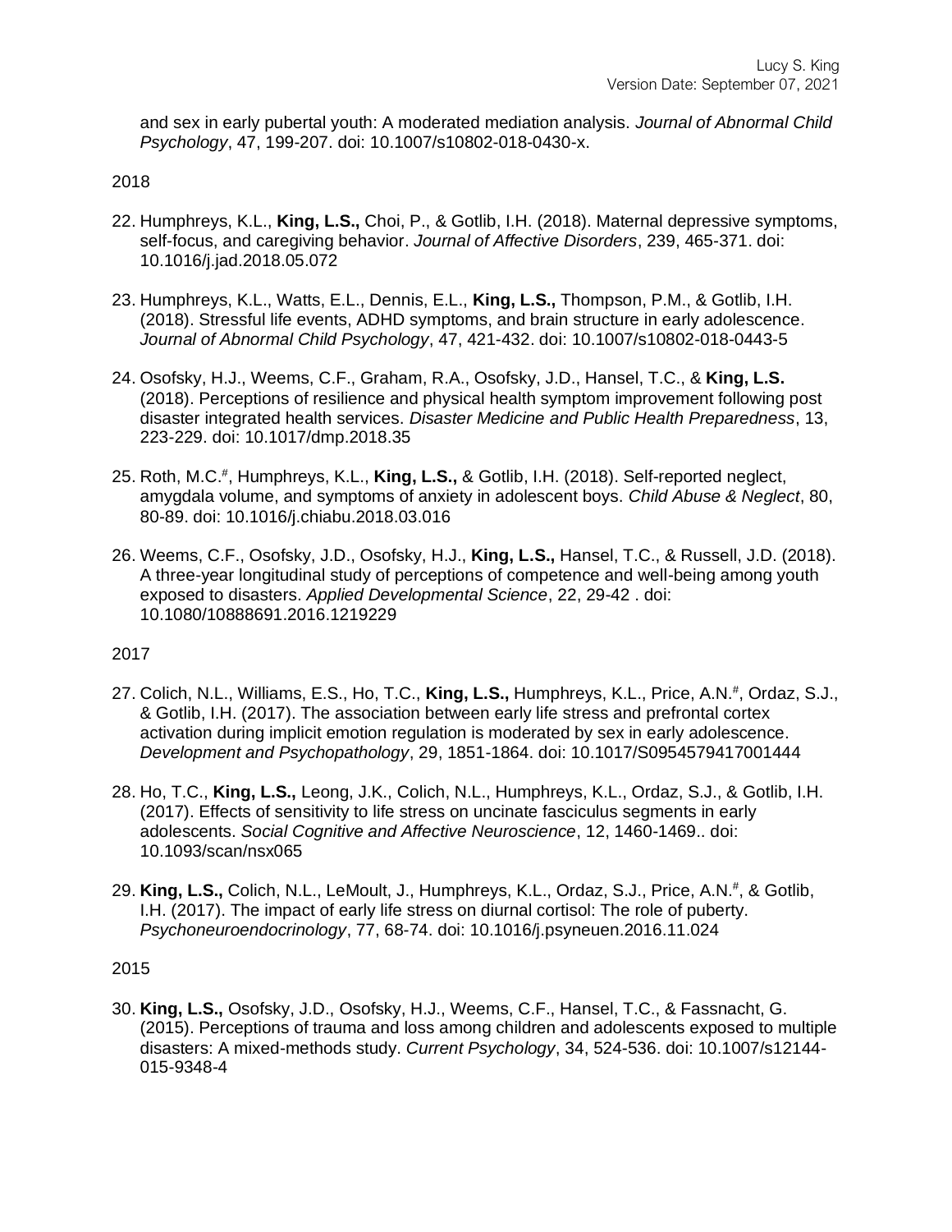and sex in early pubertal youth: A moderated mediation analysis. *Journal of Abnormal Child Psychology*, 47, 199-207. doi: 10.1007/s10802-018-0430-x.

2018

22. Humphreys, K.L., **King, L.S.,** Choi, P., & Gotlib, I.H. (2018). Maternal depressive symptoms, self-focus, and caregiving behavior. *Journal of Affective Disorders*, 239, 465-371. doi: 10.1016/j.jad.2018.05.072

23. Humphreys, K.L., Watts, E.L., Dennis, E.L., **King, L.S.,** Thompson, P.M., & Gotlib, I.H. (2018). Stressful life events, ADHD symptoms, and brain structure in early adolescence. *Journal of Abnormal Child Psychology*, 47, 421-432. doi: 10.1007/s10802-018-0443-5

24. Osofsky, H.J., Weems, C.F., Graham, R.A., Osofsky, J.D., Hansel, T.C., & **King, L.S.** (2018). Perceptions of resilience and physical health symptom improvement following post disaster integrated health services. *Disaster Medicine and Public Health Preparedness*, 13, 223-229. doi: 10.1017/dmp.2018.35

25. Roth, M.C.[#], Humphreys, K.L., **King, L.S.,** & Gotlib, I.H. (2018). Self-reported neglect, amygdala volume, and symptoms of anxiety in adolescent boys. *Child Abuse & Neglect*, 80, 80-89. doi: 10.1016/j.chiabu.2018.03.016

26. Weems, C.F., Osofsky, J.D., Osofsky, H.J., **King, L.S.,** Hansel, T.C., & Russell, J.D. (2018). A three-year longitudinal study of perceptions of competence and well-being among youth exposed to disasters. *Applied Developmental Science*, 22, 29-42 . doi: 10.1080/10888691.2016.1219229

2017

27. Colich, N.L., Williams, E.S., Ho, T.C., **King, L.S.,** Humphreys, K.L., Price, A.N.[#], Ordaz, S.J., & Gotlib, I.H. (2017). The association between early life stress and prefrontal cortex activation during implicit emotion regulation is moderated by sex in early adolescence. *Development and Psychopathology*, 29, 1851-1864. doi: 10.1017/S0954579417001444

28. Ho, T.C., **King, L.S.,** Leong, J.K., Colich, N.L., Humphreys, K.L., Ordaz, S.J., & Gotlib, I.H. (2017). Effects of sensitivity to life stress on uncinate fasciculus segments in early adolescents. *Social Cognitive and Affective Neuroscience*, 12, 1460-1469.. doi: 10.1093/scan/nsx065

29. **King, L.S.,** Colich, N.L., LeMoult, J., Humphreys, K.L., Ordaz, S.J., Price, A.N.[#], & Gotlib, I.H. (2017). The impact of early life stress on diurnal cortisol: The role of puberty. *Psychoneuroendocrinology*, 77, 68-74. doi: 10.1016/j.psyneuen.2016.11.024

2015

30. **King, L.S.,** Osofsky, J.D., Osofsky, H.J., Weems, C.F., Hansel, T.C., & Fassnacht, G. (2015). Perceptions of trauma and loss among children and adolescents exposed to multiple disasters: A mixed-methods study. *Current Psychology*, 34, 524-536. doi: 10.1007/s12144-015-9348-4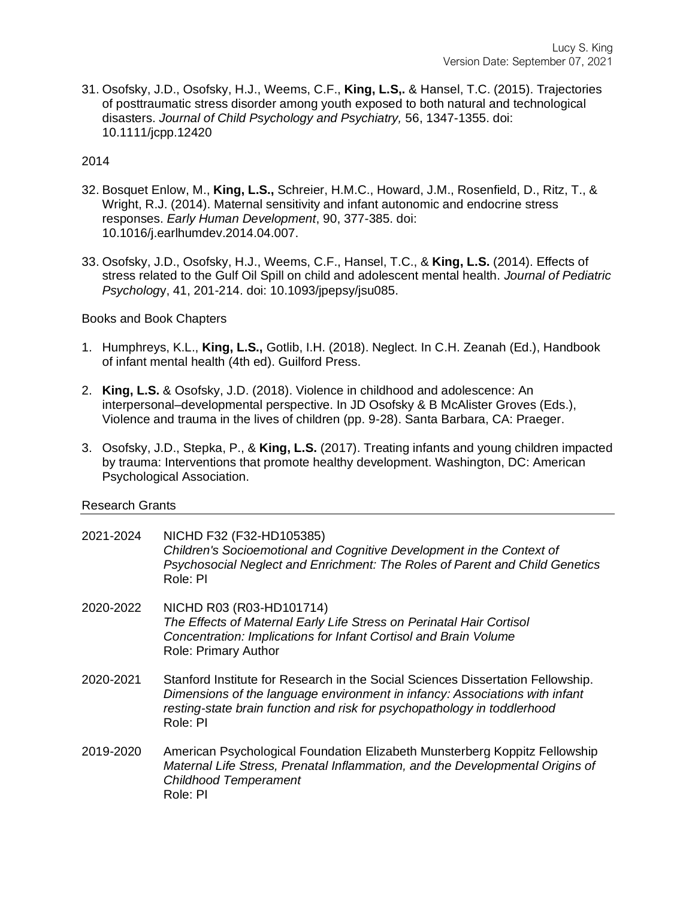31. Osofsky, J.D., Osofsky, H.J., Weems, C.F., **King, L.S,.** & Hansel, T.C. (2015). Trajectories of posttraumatic stress disorder among youth exposed to both natural and technological disasters. *Journal of Child Psychology and Psychiatry,* 56, 1347-1355. doi: 10.1111/jcpp.12420

2014

32. Bosquet Enlow, M., **King, L.S.,** Schreier, H.M.C., Howard, J.M., Rosenfield, D., Ritz, T., & Wright, R.J. (2014). Maternal sensitivity and infant autonomic and endocrine stress responses. *Early Human Development*, 90, 377-385. doi: 10.1016/j.earlhumdev.2014.04.007.

33. Osofsky, J.D., Osofsky, H.J., Weems, C.F., Hansel, T.C., & **King, L.S.** (2014). Effects of stress related to the Gulf Oil Spill on child and adolescent mental health. *Journal of Pediatric Psycholog*y, 41, 201-214. doi: 10.1093/jpepsy/jsu085.

Books and Book Chapters

1. Humphreys, K.L., **King, L.S.,** Gotlib, I.H. (2018). Neglect. In C.H. Zeanah (Ed.), Handbook of infant mental health (4th ed). Guilford Press.

2. **King, L.S.** & Osofsky, J.D. (2018). Violence in childhood and adolescence: An interpersonal–developmental perspective. In JD Osofsky & B McAlister Groves (Eds.), Violence and trauma in the lives of children (pp. 9-28). Santa Barbara, CA: Praeger.

3. Osofsky, J.D., Stepka, P., & **King, L.S.** (2017). Treating infants and young children impacted by trauma: Interventions that promote healthy development. Washington, DC: American Psychological Association.

## Research Grants

2021-2024 NICHD F32 (F32-HD105385)
*Children's Socioemotional and Cognitive Development in the Context of Psychosocial Neglect and Enrichment: The Roles of Parent and Child Genetics*
Role: PI

2020-2022 NICHD R03 (R03-HD101714)
*The Effects of Maternal Early Life Stress on Perinatal Hair Cortisol Concentration: Implications for Infant Cortisol and Brain Volume*
Role: Primary Author

2020-2021 Stanford Institute for Research in the Social Sciences Dissertation Fellowship.
*Dimensions of the language environment in infancy: Associations with infant resting-state brain function and risk for psychopathology in toddlerhood*
Role: PI

2019-2020 American Psychological Foundation Elizabeth Munsterberg Koppitz Fellowship
*Maternal Life Stress, Prenatal Inflammation, and the Developmental Origins of Childhood Temperament*
Role: PI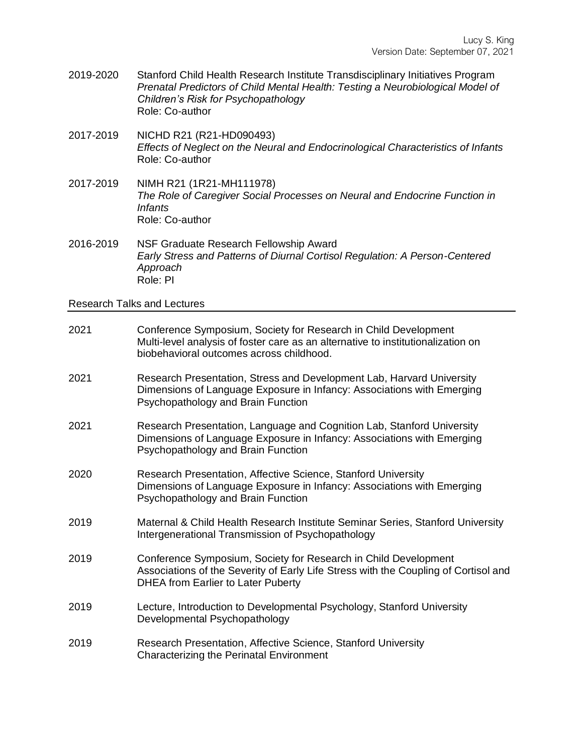2019-2020 Stanford Child Health Research Institute Transdisciplinary Initiatives Program
*Prenatal Predictors of Child Mental Health: Testing a Neurobiological Model of Children's Risk for Psychopathology*
Role: Co-author

2017-2019 NICHD R21 (R21-HD090493)
*Effects of Neglect on the Neural and Endocrinological Characteristics of Infants*
Role: Co-author

2017-2019 NIMH R21 (1R21-MH111978)
*The Role of Caregiver Social Processes on Neural and Endocrine Function in Infants*
Role: Co-author

2016-2019 NSF Graduate Research Fellowship Award
*Early Stress and Patterns of Diurnal Cortisol Regulation: A Person-Centered Approach*
Role: PI

## Research Talks and Lectures

2021 Conference Symposium, Society for Research in Child Development
Multi-level analysis of foster care as an alternative to institutionalization on biobehavioral outcomes across childhood.

2021 Research Presentation, Stress and Development Lab, Harvard University
Dimensions of Language Exposure in Infancy: Associations with Emerging Psychopathology and Brain Function

2021 Research Presentation, Language and Cognition Lab, Stanford University
Dimensions of Language Exposure in Infancy: Associations with Emerging Psychopathology and Brain Function

2020 Research Presentation, Affective Science, Stanford University
Dimensions of Language Exposure in Infancy: Associations with Emerging Psychopathology and Brain Function

2019 Maternal & Child Health Research Institute Seminar Series, Stanford University
Intergenerational Transmission of Psychopathology

2019 Conference Symposium, Society for Research in Child Development
Associations of the Severity of Early Life Stress with the Coupling of Cortisol and DHEA from Earlier to Later Puberty

2019 Lecture, Introduction to Developmental Psychology, Stanford University
Developmental Psychopathology

2019 Research Presentation, Affective Science, Stanford University
Characterizing the Perinatal Environment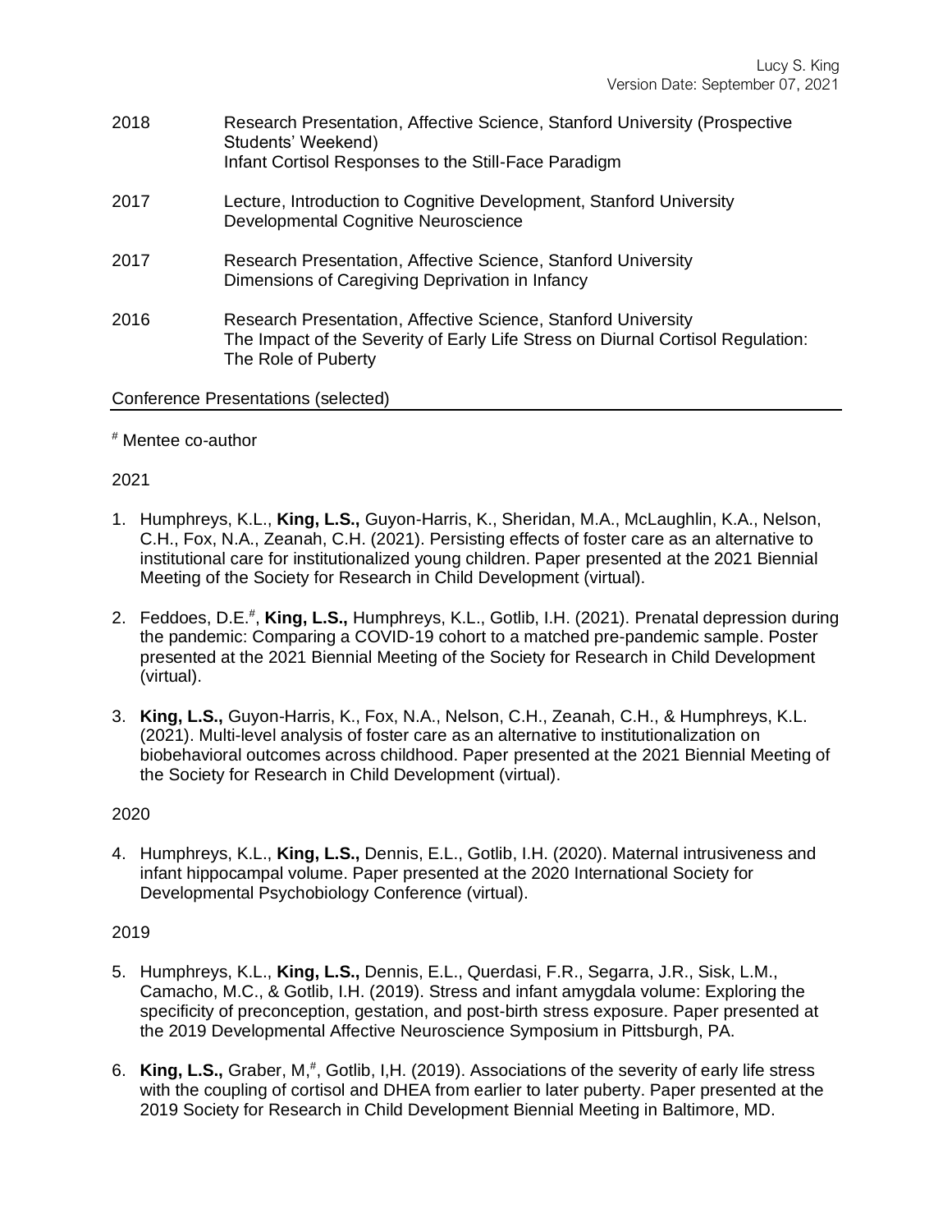2018 Research Presentation, Affective Science, Stanford University (Prospective Students' Weekend)
Infant Cortisol Responses to the Still-Face Paradigm

2017 Lecture, Introduction to Cognitive Development, Stanford University
Developmental Cognitive Neuroscience

2017 Research Presentation, Affective Science, Stanford University
Dimensions of Caregiving Deprivation in Infancy

2016 Research Presentation, Affective Science, Stanford University
The Impact of the Severity of Early Life Stress on Diurnal Cortisol Regulation: The Role of Puberty

## Conference Presentations (selected)

# Mentee co-author

2021

1. Humphreys, K.L., **King, L.S.,** Guyon-Harris, K., Sheridan, M.A., McLaughlin, K.A., Nelson, C.H., Fox, N.A., Zeanah, C.H. (2021). Persisting effects of foster care as an alternative to institutional care for institutionalized young children. Paper presented at the 2021 Biennial Meeting of the Society for Research in Child Development (virtual).

2. Feddoes, D.E.#, **King, L.S.,** Humphreys, K.L., Gotlib, I.H. (2021). Prenatal depression during the pandemic: Comparing a COVID-19 cohort to a matched pre-pandemic sample. Poster presented at the 2021 Biennial Meeting of the Society for Research in Child Development (virtual).

3. **King, L.S.,** Guyon-Harris, K., Fox, N.A., Nelson, C.H., Zeanah, C.H., & Humphreys, K.L. (2021). Multi-level analysis of foster care as an alternative to institutionalization on biobehavioral outcomes across childhood. Paper presented at the 2021 Biennial Meeting of the Society for Research in Child Development (virtual).

2020

4. Humphreys, K.L., **King, L.S.,** Dennis, E.L., Gotlib, I.H. (2020). Maternal intrusiveness and infant hippocampal volume. Paper presented at the 2020 International Society for Developmental Psychobiology Conference (virtual).

2019

5. Humphreys, K.L., **King, L.S.,** Dennis, E.L., Querdasi, F.R., Segarra, J.R., Sisk, L.M., Camacho, M.C., & Gotlib, I.H. (2019). Stress and infant amygdala volume: Exploring the specificity of preconception, gestation, and post-birth stress exposure. Paper presented at the 2019 Developmental Affective Neuroscience Symposium in Pittsburgh, PA.

6. **King, L.S.,** Graber, M,#, Gotlib, I,H. (2019). Associations of the severity of early life stress with the coupling of cortisol and DHEA from earlier to later puberty. Paper presented at the 2019 Society for Research in Child Development Biennial Meeting in Baltimore, MD.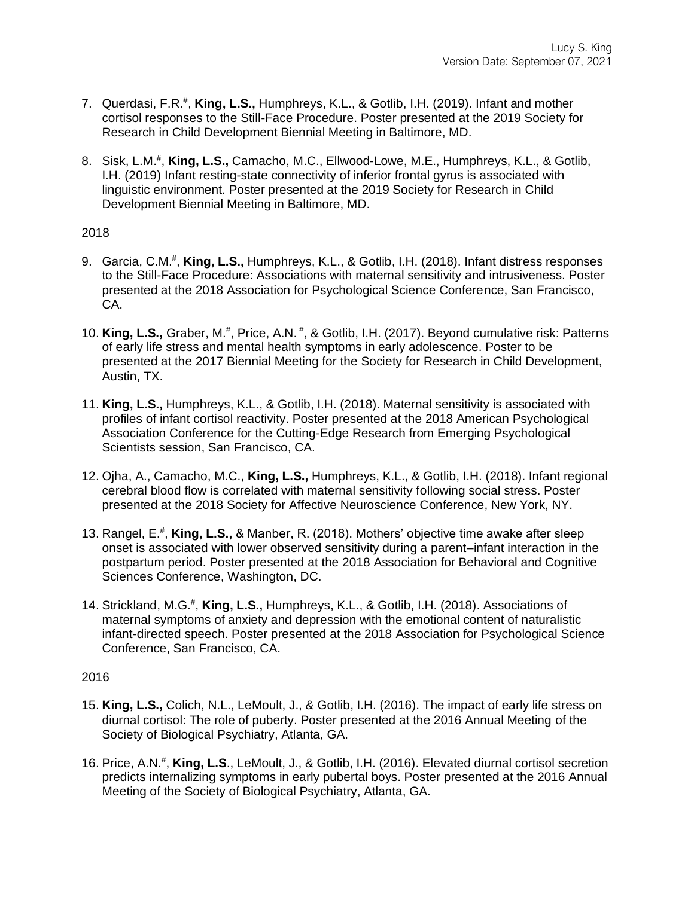7. Querdasi, F.R.[#], **King, L.S.,** Humphreys, K.L., & Gotlib, I.H. (2019). Infant and mother cortisol responses to the Still-Face Procedure. Poster presented at the 2019 Society for Research in Child Development Biennial Meeting in Baltimore, MD.

8. Sisk, L.M.[#], **King, L.S.,** Camacho, M.C., Ellwood-Lowe, M.E., Humphreys, K.L., & Gotlib, I.H. (2019) Infant resting-state connectivity of inferior frontal gyrus is associated with linguistic environment. Poster presented at the 2019 Society for Research in Child Development Biennial Meeting in Baltimore, MD.

2018

9. Garcia, C.M.[#], **King, L.S.,** Humphreys, K.L., & Gotlib, I.H. (2018). Infant distress responses to the Still-Face Procedure: Associations with maternal sensitivity and intrusiveness. Poster presented at the 2018 Association for Psychological Science Conference, San Francisco, CA.

10. **King, L.S.,** Graber, M.[#], Price, A.N. [#], & Gotlib, I.H. (2017). Beyond cumulative risk: Patterns of early life stress and mental health symptoms in early adolescence. Poster to be presented at the 2017 Biennial Meeting for the Society for Research in Child Development, Austin, TX.

11. **King, L.S.,** Humphreys, K.L., & Gotlib, I.H. (2018). Maternal sensitivity is associated with profiles of infant cortisol reactivity. Poster presented at the 2018 American Psychological Association Conference for the Cutting-Edge Research from Emerging Psychological Scientists session, San Francisco, CA.

12. Ojha, A., Camacho, M.C., **King, L.S.,** Humphreys, K.L., & Gotlib, I.H. (2018). Infant regional cerebral blood flow is correlated with maternal sensitivity following social stress. Poster presented at the 2018 Society for Affective Neuroscience Conference, New York, NY.

13. Rangel, E.[#], **King, L.S.,** & Manber, R. (2018). Mothers' objective time awake after sleep onset is associated with lower observed sensitivity during a parent–infant interaction in the postpartum period. Poster presented at the 2018 Association for Behavioral and Cognitive Sciences Conference, Washington, DC.

14. Strickland, M.G.[#], **King, L.S.,** Humphreys, K.L., & Gotlib, I.H. (2018). Associations of maternal symptoms of anxiety and depression with the emotional content of naturalistic infant-directed speech. Poster presented at the 2018 Association for Psychological Science Conference, San Francisco, CA.

2016

15. **King, L.S.,** Colich, N.L., LeMoult, J., & Gotlib, I.H. (2016). The impact of early life stress on diurnal cortisol: The role of puberty. Poster presented at the 2016 Annual Meeting of the Society of Biological Psychiatry, Atlanta, GA.

16. Price, A.N.[#], **King, L.S**., LeMoult, J., & Gotlib, I.H. (2016). Elevated diurnal cortisol secretion predicts internalizing symptoms in early pubertal boys. Poster presented at the 2016 Annual Meeting of the Society of Biological Psychiatry, Atlanta, GA.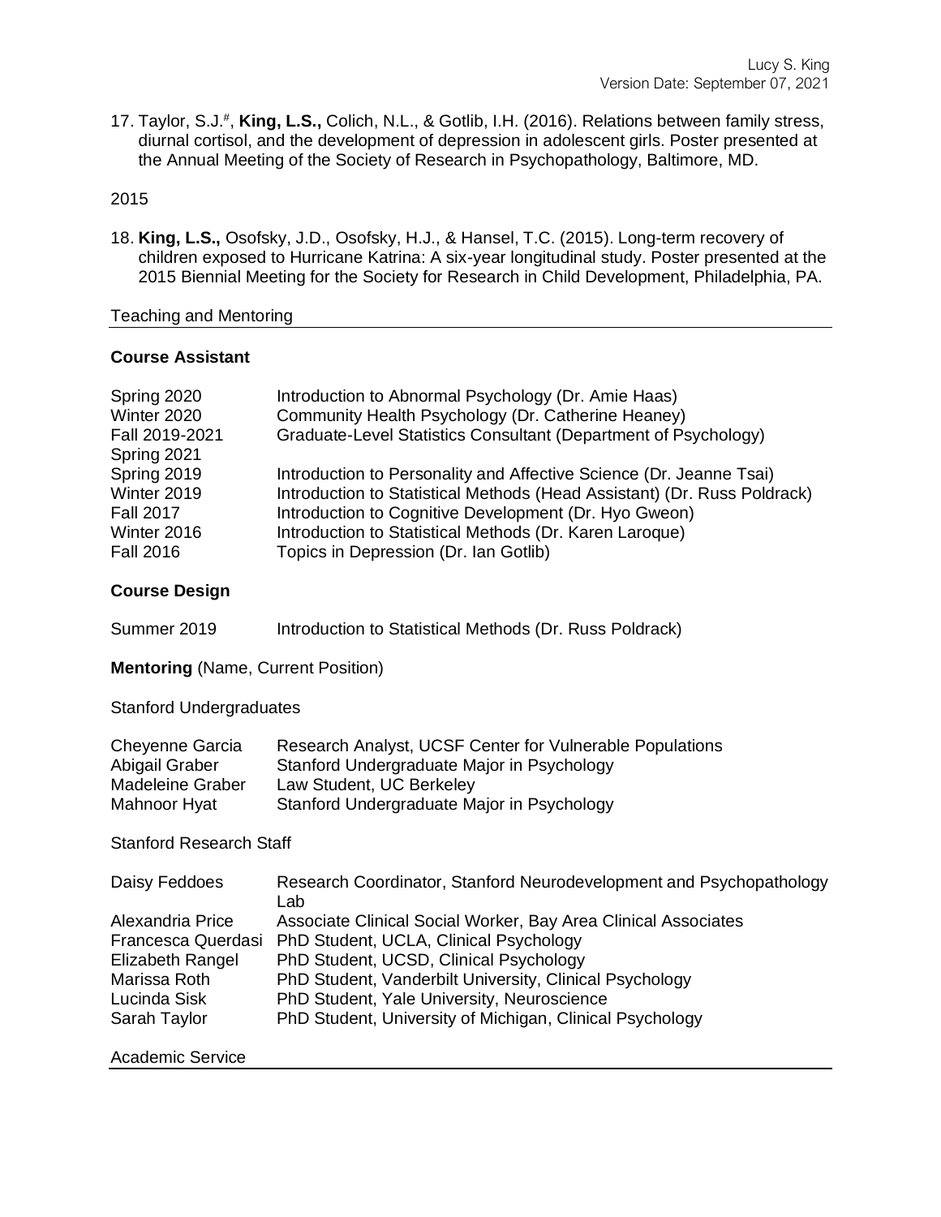17. Taylor, S.J.[#], **King, L.S.,** Colich, N.L., & Gotlib, I.H. (2016). Relations between family stress, diurnal cortisol, and the development of depression in adolescent girls. Poster presented at the Annual Meeting of the Society of Research in Psychopathology, Baltimore, MD.

2015

18. **King, L.S.,** Osofsky, J.D., Osofsky, H.J., & Hansel, T.C. (2015). Long-term recovery of children exposed to Hurricane Katrina: A six-year longitudinal study. Poster presented at the 2015 Biennial Meeting for the Society for Research in Child Development, Philadelphia, PA.

## Teaching and Mentoring

### Course Assistant

| | |
|---|---|
| Spring 2020 | Introduction to Abnormal Psychology (Dr. Amie Haas) |
| Winter 2020 | Community Health Psychology (Dr. Catherine Heaney) |
| Fall 2019-2021 | Graduate-Level Statistics Consultant (Department of Psychology) |
| Spring 2021 | |
| Spring 2019 | Introduction to Personality and Affective Science (Dr. Jeanne Tsai) |
| Winter 2019 | Introduction to Statistical Methods (Head Assistant) (Dr. Russ Poldrack) |
| Fall 2017 | Introduction to Cognitive Development (Dr. Hyo Gweon) |
| Winter 2016 | Introduction to Statistical Methods (Dr. Karen Laroque) |
| Fall 2016 | Topics in Depression (Dr. Ian Gotlib) |

### Course Design

| | |
|---|---|
| Summer 2019 | Introduction to Statistical Methods (Dr. Russ Poldrack) |

**Mentoring** (Name, Current Position)

Stanford Undergraduates

| | |
|---|---|
| Cheyenne Garcia | Research Analyst, UCSF Center for Vulnerable Populations |
| Abigail Graber | Stanford Undergraduate Major in Psychology |
| Madeleine Graber | Law Student, UC Berkeley |
| Mahnoor Hyat | Stanford Undergraduate Major in Psychology |

Stanford Research Staff

| | |
|---|---|
| Daisy Feddoes | Research Coordinator, Stanford Neurodevelopment and Psychopathology Lab |
| Alexandria Price | Associate Clinical Social Worker, Bay Area Clinical Associates |
| Francesca Querdasi | PhD Student, UCLA, Clinical Psychology |
| Elizabeth Rangel | PhD Student, UCSD, Clinical Psychology |
| Marissa Roth | PhD Student, Vanderbilt University, Clinical Psychology |
| Lucinda Sisk | PhD Student, Yale University, Neuroscience |
| Sarah Taylor | PhD Student, University of Michigan, Clinical Psychology |

## Academic Service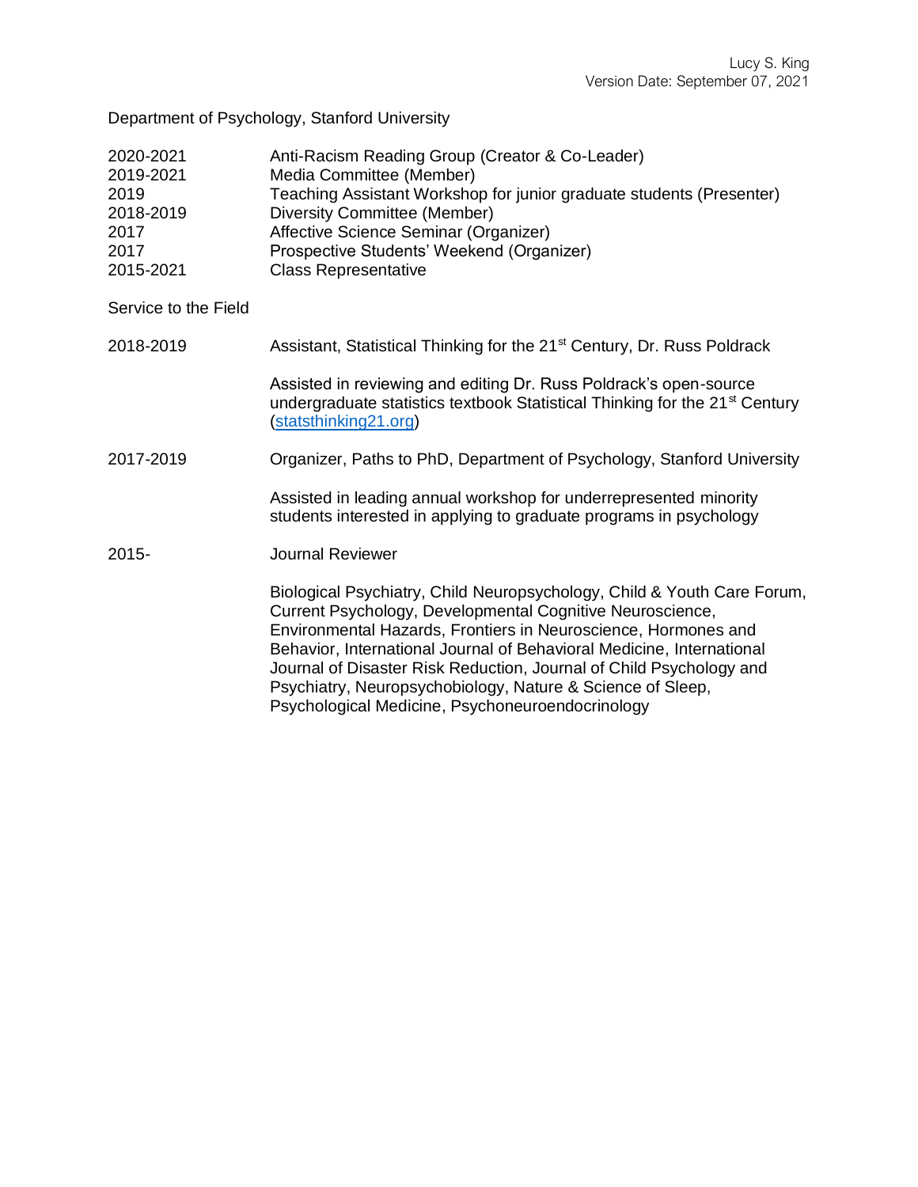Department of Psychology, Stanford University

| | |
|---|---|
| 2020-2021 | Anti-Racism Reading Group (Creator & Co-Leader) |
| 2019-2021 | Media Committee (Member) |
| 2019 | Teaching Assistant Workshop for junior graduate students (Presenter) |
| 2018-2019 | Diversity Committee (Member) |
| 2017 | Affective Science Seminar (Organizer) |
| 2017 | Prospective Students' Weekend (Organizer) |
| 2015-2021 | Class Representative |

Service to the Field

2018-2019 Assistant, Statistical Thinking for the 21st Century, Dr. Russ Poldrack

Assisted in reviewing and editing Dr. Russ Poldrack's open-source undergraduate statistics textbook Statistical Thinking for the 21st Century (statsthinking21.org)

2017-2019 Organizer, Paths to PhD, Department of Psychology, Stanford University

Assisted in leading annual workshop for underrepresented minority students interested in applying to graduate programs in psychology

2015- Journal Reviewer

Biological Psychiatry, Child Neuropsychology, Child & Youth Care Forum, Current Psychology, Developmental Cognitive Neuroscience, Environmental Hazards, Frontiers in Neuroscience, Hormones and Behavior, International Journal of Behavioral Medicine, International Journal of Disaster Risk Reduction, Journal of Child Psychology and Psychiatry, Neuropsychobiology, Nature & Science of Sleep, Psychological Medicine, Psychoneuroendocrinology